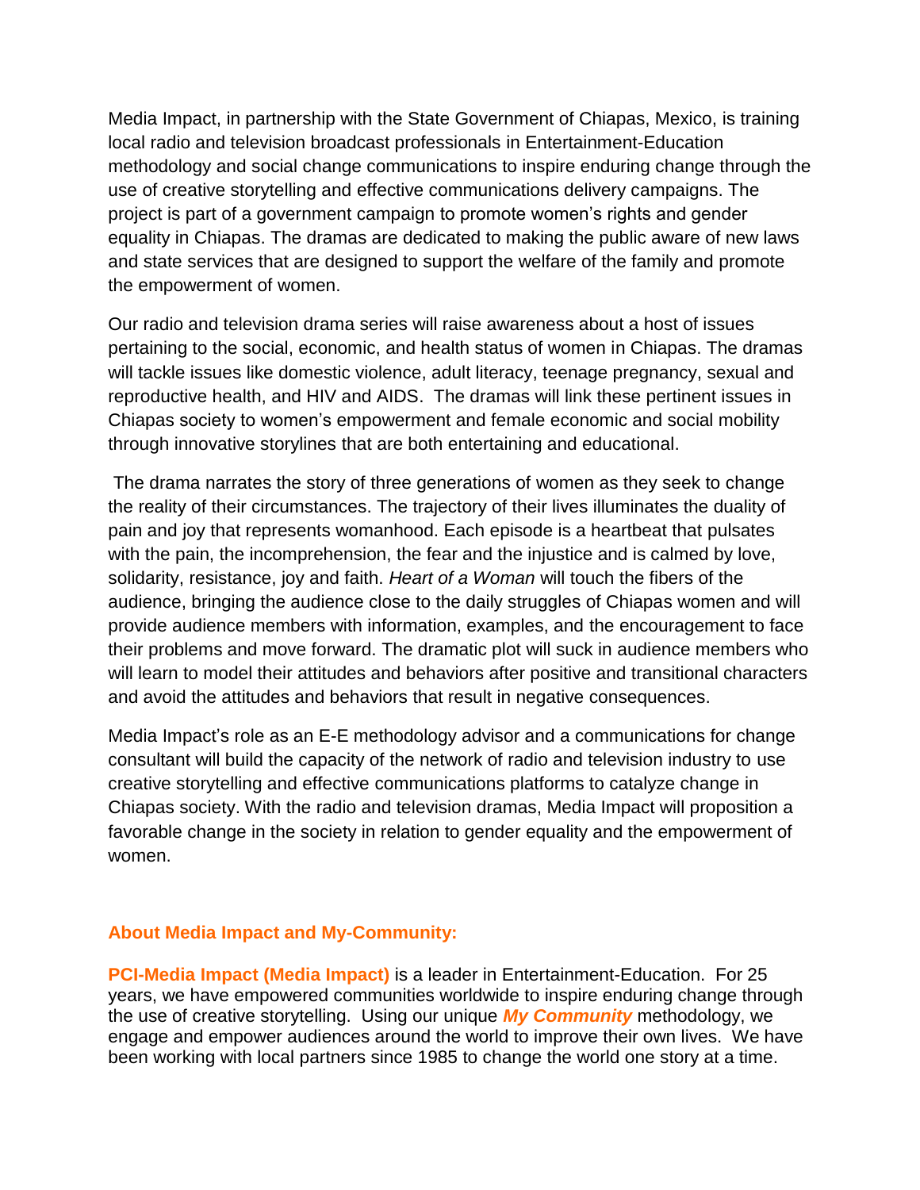Media Impact, in partnership with the State Government of Chiapas, Mexico, is training local radio and television broadcast professionals in Entertainment-Education methodology and social change communications to inspire enduring change through the use of creative storytelling and effective communications delivery campaigns. The project is part of a government campaign to promote women's rights and gender equality in Chiapas. The dramas are dedicated to making the public aware of new laws and state services that are designed to support the welfare of the family and promote the empowerment of women.

Our radio and television drama series will raise awareness about a host of issues pertaining to the social, economic, and health status of women in Chiapas. The dramas will tackle issues like domestic violence, adult literacy, teenage pregnancy, sexual and reproductive health, and HIV and AIDS. The dramas will link these pertinent issues in Chiapas society to women's empowerment and female economic and social mobility through innovative storylines that are both entertaining and educational.

The drama narrates the story of three generations of women as they seek to change the reality of their circumstances. The trajectory of their lives illuminates the duality of pain and joy that represents womanhood. Each episode is a heartbeat that pulsates with the pain, the incomprehension, the fear and the injustice and is calmed by love, solidarity, resistance, joy and faith. *Heart of a Woman* will touch the fibers of the audience, bringing the audience close to the daily struggles of Chiapas women and will provide audience members with information, examples, and the encouragement to face their problems and move forward. The dramatic plot will suck in audience members who will learn to model their attitudes and behaviors after positive and transitional characters and avoid the attitudes and behaviors that result in negative consequences.

Media Impact's role as an E-E methodology advisor and a communications for change consultant will build the capacity of the network of radio and television industry to use creative storytelling and effective communications platforms to catalyze change in Chiapas society. With the radio and television dramas, Media Impact will proposition a favorable change in the society in relation to gender equality and the empowerment of women.

**About Media Impact and My-Community:**

**PCI-Media Impact (Media Impact)** is a leader in Entertainment-Education. For 25 years, we have empowered communities worldwide to inspire enduring change through the use of creative storytelling. Using our unique ***My Community*** methodology, we engage and empower audiences around the world to improve their own lives. We have been working with local partners since 1985 to change the world one story at a time.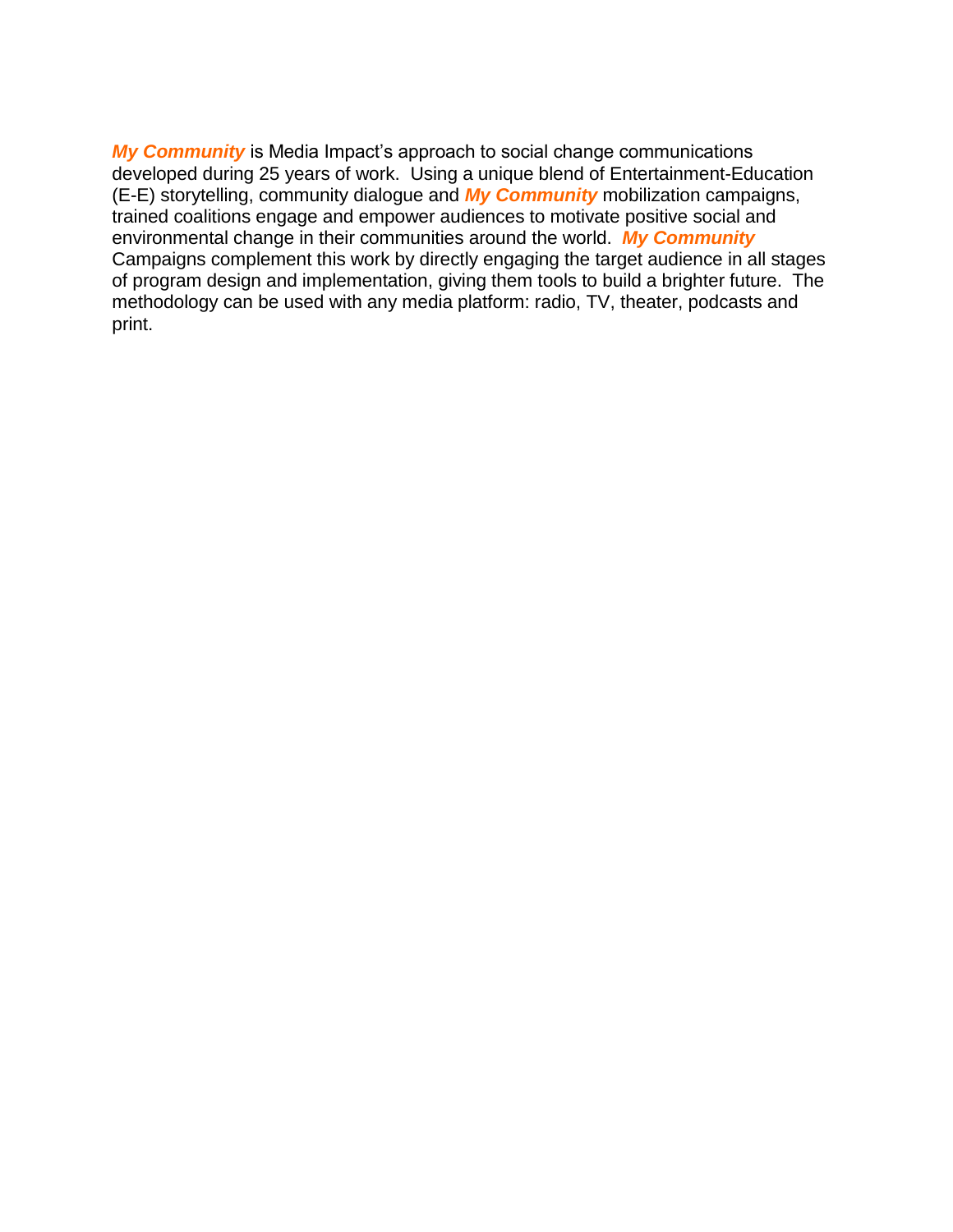***My Community*** is Media Impact's approach to social change communications developed during 25 years of work. Using a unique blend of Entertainment-Education (E-E) storytelling, community dialogue and ***My Community*** mobilization campaigns, trained coalitions engage and empower audiences to motivate positive social and environmental change in their communities around the world. ***My Community*** Campaigns complement this work by directly engaging the target audience in all stages of program design and implementation, giving them tools to build a brighter future. The methodology can be used with any media platform: radio, TV, theater, podcasts and print.